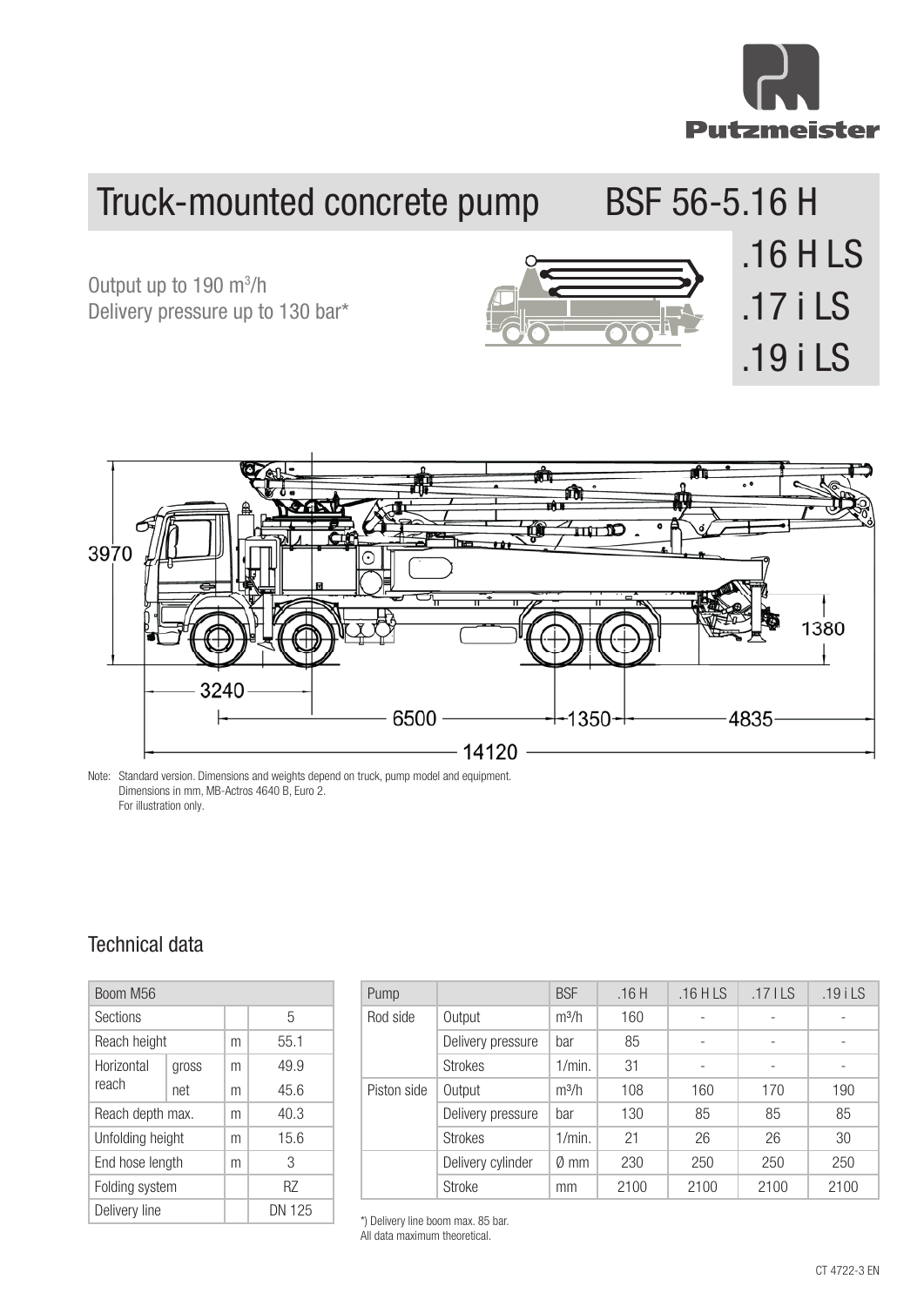# Truck-mounted concrete pump BSF 56-5.16 H

## .16 H LS
## .17 i LS
## .19 i LS

Output up to 190 m³/h
Delivery pressure up to 130 bar*

Note: Standard version. Dimensions and weights depend on truck, pump model and equipment.
Dimensions in mm, MB-Actros 4640 B, Euro 2.
For illustration only.

## Technical data

| Boom M56 | | | |
|---|---|---|---|
| Sections | | | 5 |
| Reach height | | m | 55.1 |
| Horizontal reach | gross | m | 49.9 |
| | net | m | 45.6 |
| Reach depth max. | | m | 40.3 |
| Unfolding height | | m | 15.6 |
| End hose length | | m | 3 |
| Folding system | | | RZ |
| Delivery line | | | DN 125 |

| Pump | | BSF | .16 H | .16 H LS | .17 I LS | .19 i LS |
|---|---|---|---|---|---|---|
| Rod side | Output | m³/h | 160 | - | - | - |
| | Delivery pressure | bar | 85 | - | - | - |
| | Strokes | 1/min. | 31 | - | - | - |
| Piston side | Output | m³/h | 108 | 160 | 170 | 190 |
| | Delivery pressure | bar | 130 | 85 | 85 | 85 |
| | Strokes | 1/min. | 21 | 26 | 26 | 30 |
| | Delivery cylinder | Ø mm | 230 | 250 | 250 | 250 |
| | Stroke | mm | 2100 | 2100 | 2100 | 2100 |

*) Delivery line boom max. 85 bar.
All data maximum theoretical.

CT 4722-3 EN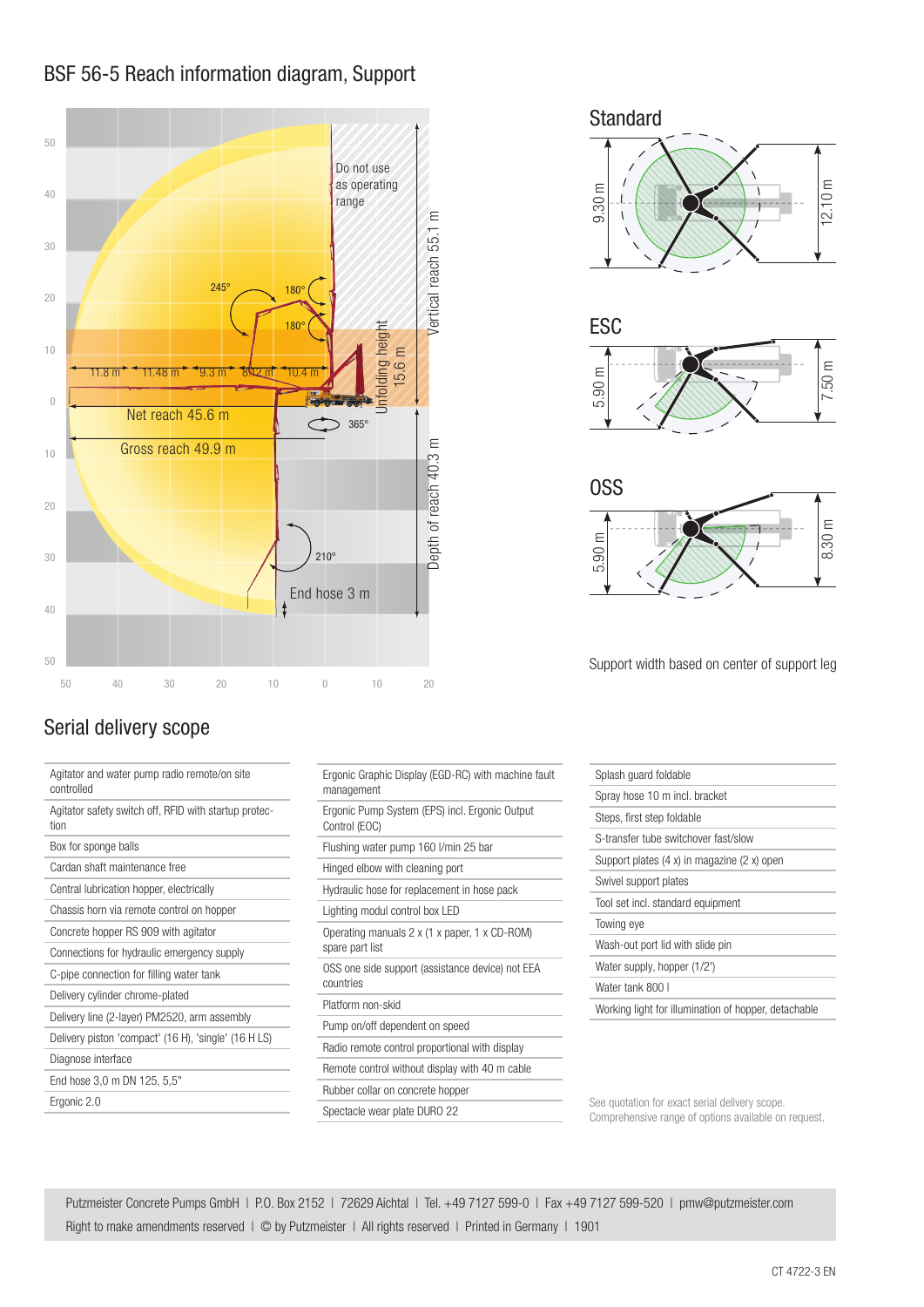## BSF 56-5 Reach information diagram, Support

50
40
30
20
10
0
10
20
30
40
50

50 40 30 20 10 0 10 20

Do not use as operating range

Vertical reach 55.1 m

245°
180°
180°

Unfolding height 15.6 m

11.8 m
11.48 m
9.3 m
8.02 m
10.4 m

Net reach 45.6 m

365°

Gross reach 49.9 m

Depth of reach 40.3 m

210°

End hose 3 m

### Standard

9.30 m
12.10 m

### ESC

5.90 m
7.50 m

### OSS

5.90 m
8.30 m

Support width based on center of support leg

## Serial delivery scope

- Agitator and water pump radio remote/on site controlled
- Agitator safety switch off, RFID with startup protection
- Box for sponge balls
- Cardan shaft maintenance free
- Central lubrication hopper, electrically
- Chassis horn via remote control on hopper
- Concrete hopper RS 909 with agitator
- Connections for hydraulic emergency supply
- C-pipe connection for filling water tank
- Delivery cylinder chrome-plated
- Delivery line (2-layer) PM2520, arm assembly
- Delivery piston 'compact' (16 H), 'single' (16 H LS)
- Diagnose interface
- End hose 3,0 m DN 125, 5,5"
- Ergonic 2.0
- Ergonic Graphic Display (EGD-RC) with machine fault management
- Ergonic Pump System (EPS) incl. Ergonic Output Control (EOC)
- Flushing water pump 160 l/min 25 bar
- Hinged elbow with cleaning port
- Hydraulic hose for replacement in hose pack
- Lighting modul control box LED
- Operating manuals 2 x (1 x paper, 1 x CD-ROM) spare part list
- OSS one side support (assistance device) not EEA countries
- Platform non-skid
- Pump on/off dependent on speed
- Radio remote control proportional with display
- Remote control without display with 40 m cable
- Rubber collar on concrete hopper
- Spectacle wear plate DURO 22
- Splash guard foldable
- Spray hose 10 m incl. bracket
- Steps, first step foldable
- S-transfer tube switchover fast/slow
- Support plates (4 x) in magazine (2 x) open
- Swivel support plates
- Tool set incl. standard equipment
- Towing eye
- Wash-out port lid with slide pin
- Water supply, hopper (1/2')
- Water tank 800 l
- Working light for illumination of hopper, detachable

See quotation for exact serial delivery scope.
Comprehensive range of options available on request.

Putzmeister Concrete Pumps GmbH | P.O. Box 2152 | 72629 Aichtal | Tel. +49 7127 599-0 | Fax +49 7127 599-520 | pmw@putzmeister.com
Right to make amendments reserved | © by Putzmeister | All rights reserved | Printed in Germany | 1901

CT 4722-3 EN